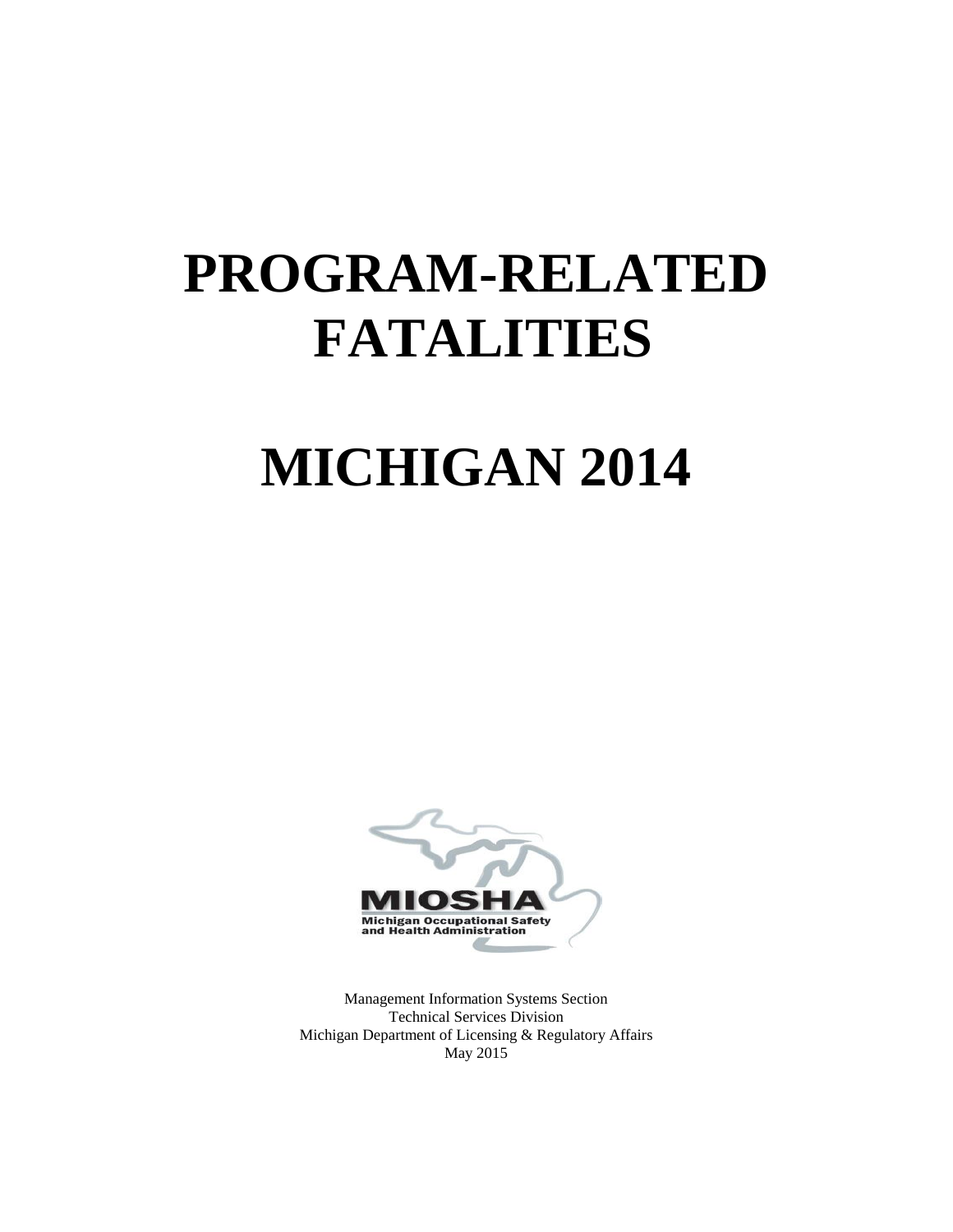# PROGRAM-RELATED FATALITIES

# MICHIGAN 2014

MIOSHA
Michigan Occupational Safety and Health Administration

Management Information Systems Section
Technical Services Division
Michigan Department of Licensing & Regulatory Affairs
May 2015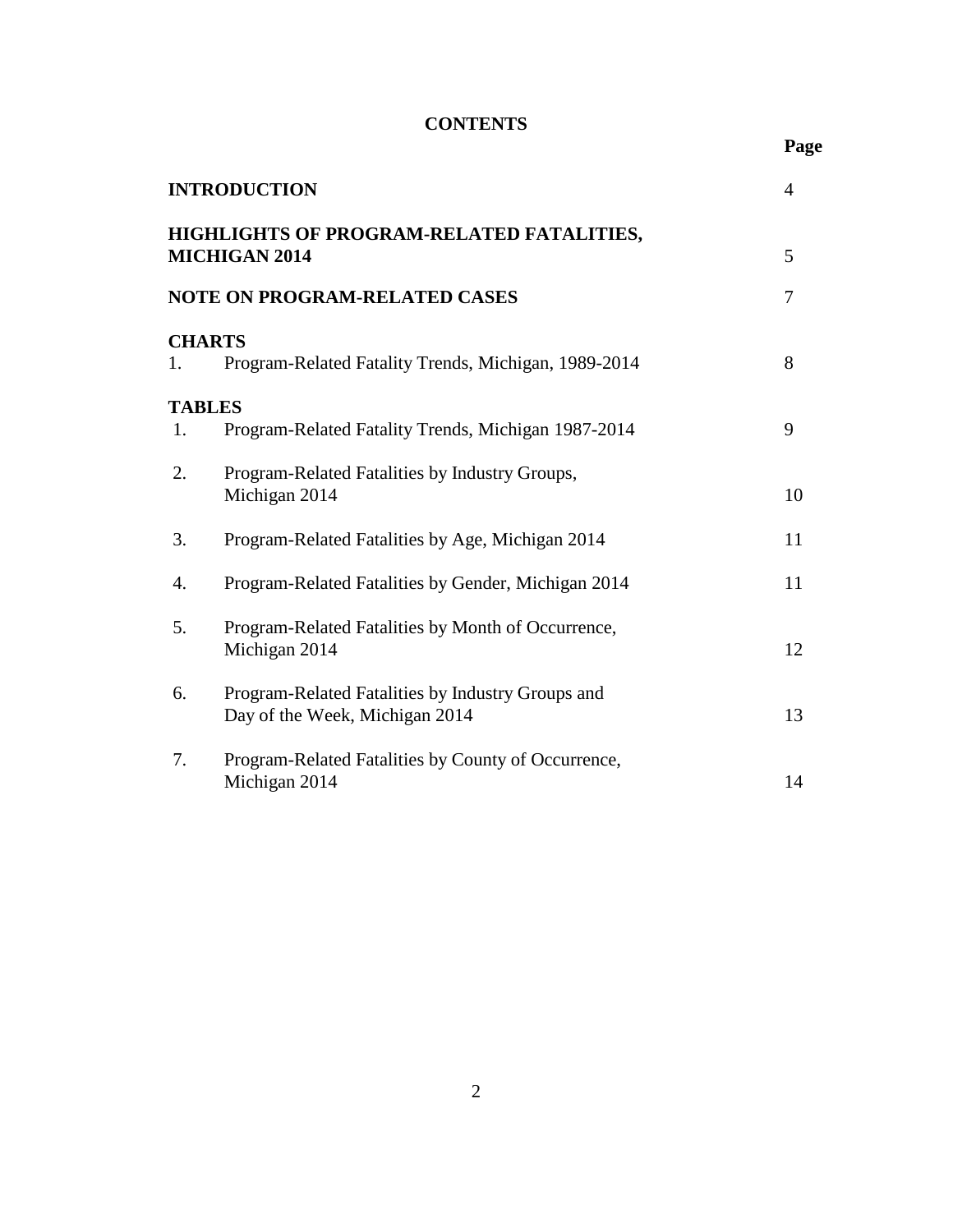# CONTENTS

| | | Page |
|---|---|---|
| **INTRODUCTION** | | 4 |
| **HIGHLIGHTS OF PROGRAM-RELATED FATALITIES, MICHIGAN 2014** | | 5 |
| **NOTE ON PROGRAM-RELATED CASES** | | 7 |
| **CHARTS** | | |
| 1. | Program-Related Fatality Trends, Michigan, 1989-2014 | 8 |
| **TABLES** | | |
| 1. | Program-Related Fatality Trends, Michigan 1987-2014 | 9 |
| 2. | Program-Related Fatalities by Industry Groups, Michigan 2014 | 10 |
| 3. | Program-Related Fatalities by Age, Michigan 2014 | 11 |
| 4. | Program-Related Fatalities by Gender, Michigan 2014 | 11 |
| 5. | Program-Related Fatalities by Month of Occurrence, Michigan 2014 | 12 |
| 6. | Program-Related Fatalities by Industry Groups and Day of the Week, Michigan 2014 | 13 |
| 7. | Program-Related Fatalities by County of Occurrence, Michigan 2014 | 14 |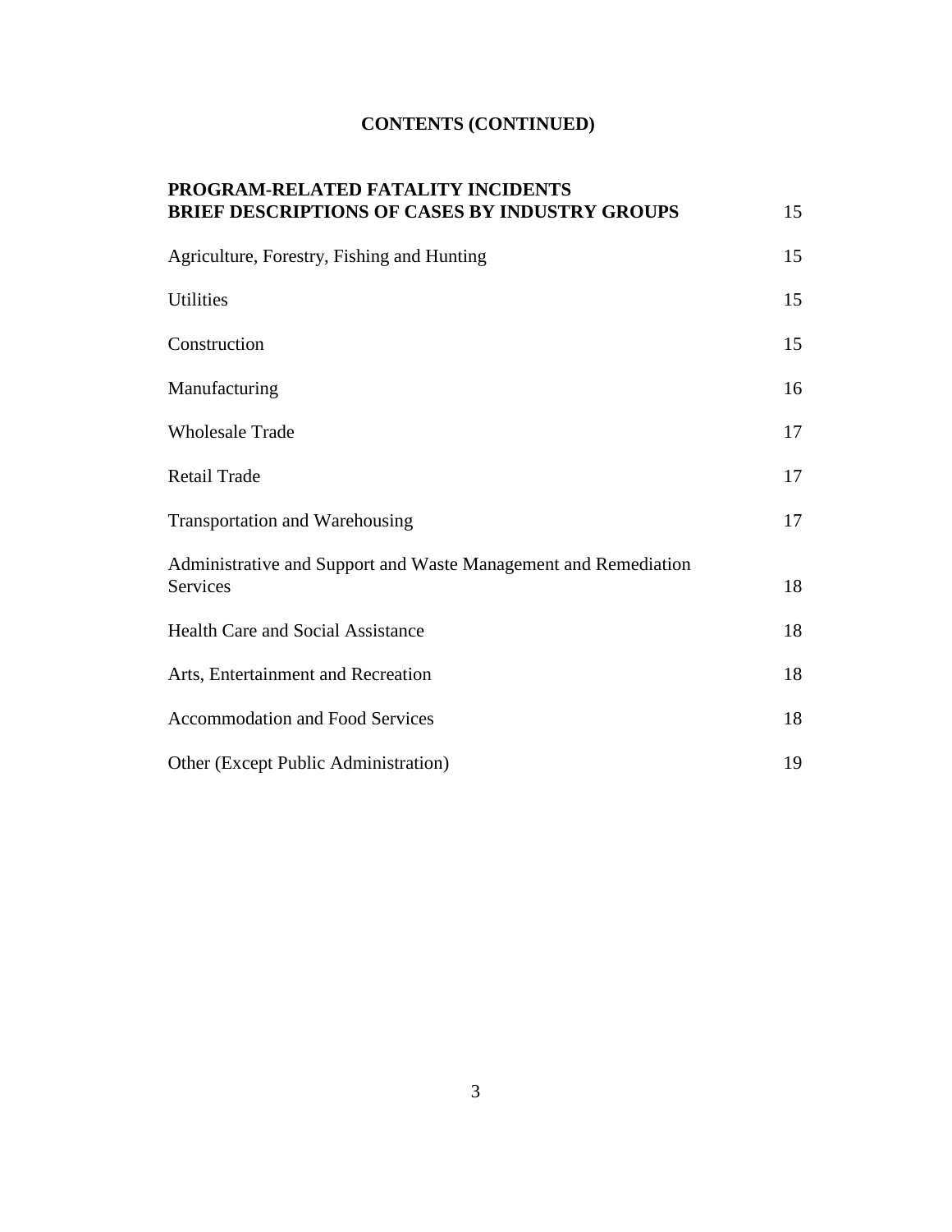## CONTENTS (CONTINUED)

| | |
|---|---|
| **PROGRAM-RELATED FATALITY INCIDENTS BRIEF DESCRIPTIONS OF CASES BY INDUSTRY GROUPS** | 15 |
| Agriculture, Forestry, Fishing and Hunting | 15 |
| Utilities | 15 |
| Construction | 15 |
| Manufacturing | 16 |
| Wholesale Trade | 17 |
| Retail Trade | 17 |
| Transportation and Warehousing | 17 |
| Administrative and Support and Waste Management and Remediation Services | 18 |
| Health Care and Social Assistance | 18 |
| Arts, Entertainment and Recreation | 18 |
| Accommodation and Food Services | 18 |
| Other (Except Public Administration) | 19 |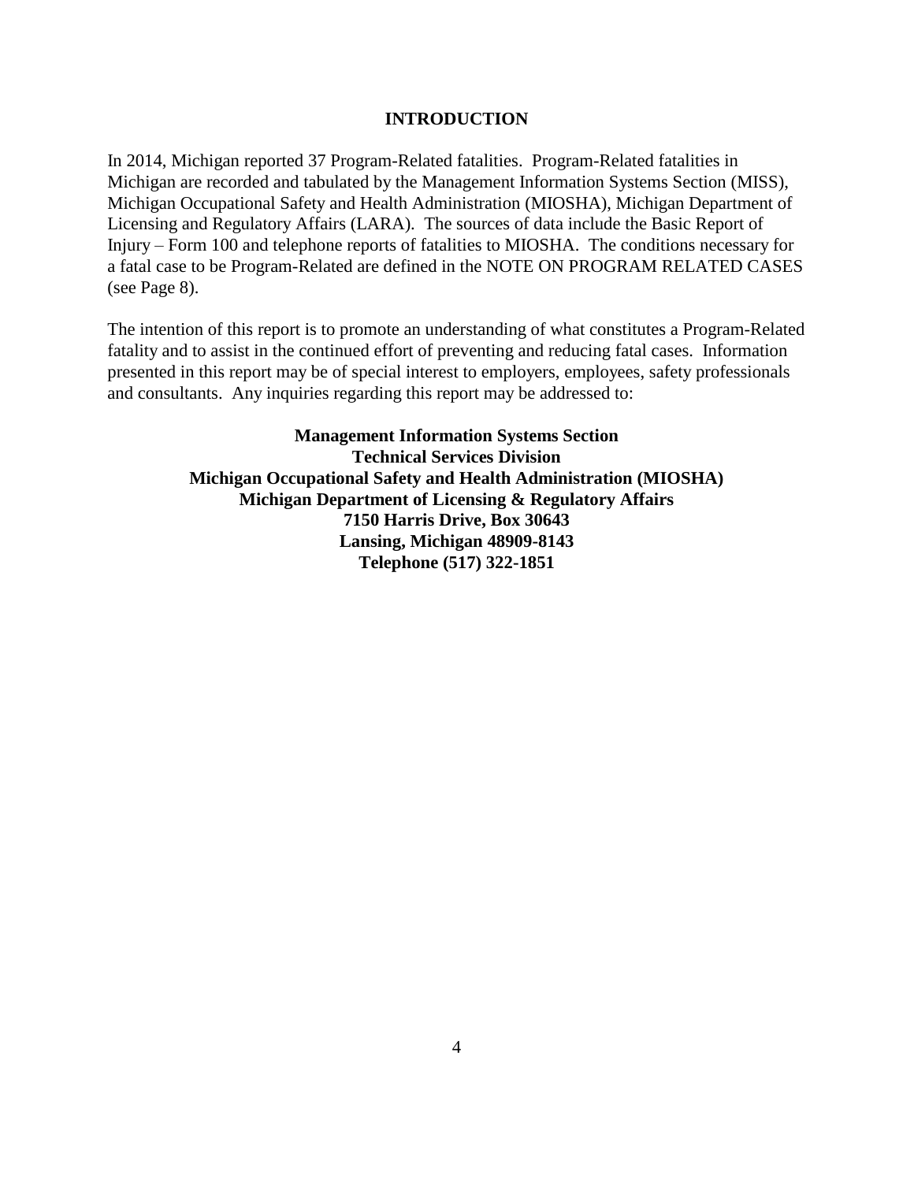# INTRODUCTION

In 2014, Michigan reported 37 Program-Related fatalities. Program-Related fatalities in Michigan are recorded and tabulated by the Management Information Systems Section (MISS), Michigan Occupational Safety and Health Administration (MIOSHA), Michigan Department of Licensing and Regulatory Affairs (LARA). The sources of data include the Basic Report of Injury – Form 100 and telephone reports of fatalities to MIOSHA. The conditions necessary for a fatal case to be Program-Related are defined in the NOTE ON PROGRAM RELATED CASES (see Page 8).

The intention of this report is to promote an understanding of what constitutes a Program-Related fatality and to assist in the continued effort of preventing and reducing fatal cases. Information presented in this report may be of special interest to employers, employees, safety professionals and consultants. Any inquiries regarding this report may be addressed to:

**Management Information Systems Section**
**Technical Services Division**
**Michigan Occupational Safety and Health Administration (MIOSHA)**
**Michigan Department of Licensing & Regulatory Affairs**
**7150 Harris Drive, Box 30643**
**Lansing, Michigan 48909-8143**
**Telephone (517) 322-1851**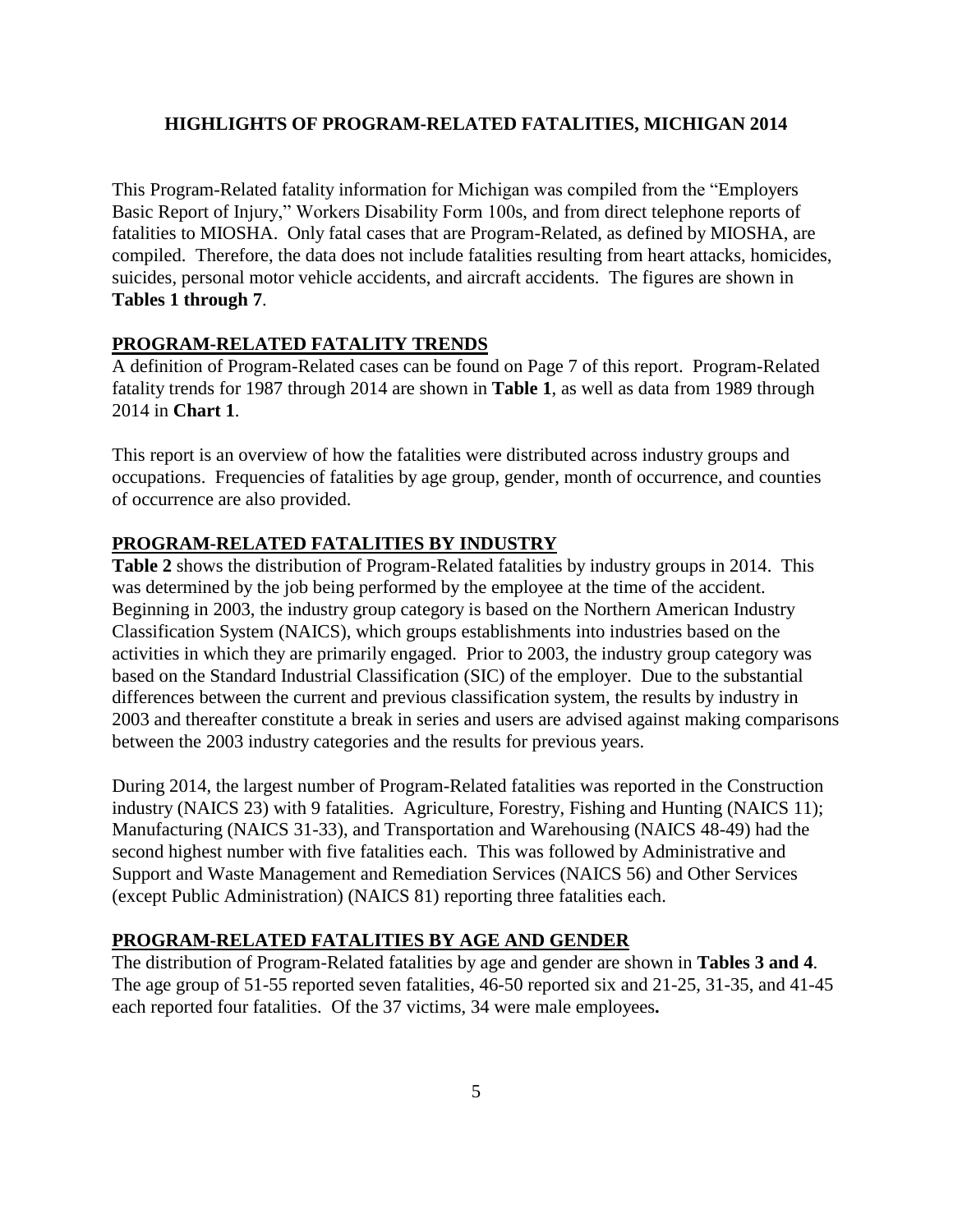## HIGHLIGHTS OF PROGRAM-RELATED FATALITIES, MICHIGAN 2014

This Program-Related fatality information for Michigan was compiled from the "Employers Basic Report of Injury," Workers Disability Form 100s, and from direct telephone reports of fatalities to MIOSHA. Only fatal cases that are Program-Related, as defined by MIOSHA, are compiled. Therefore, the data does not include fatalities resulting from heart attacks, homicides, suicides, personal motor vehicle accidents, and aircraft accidents. The figures are shown in **Tables 1 through 7**.

### PROGRAM-RELATED FATALITY TRENDS

A definition of Program-Related cases can be found on Page 7 of this report. Program-Related fatality trends for 1987 through 2014 are shown in **Table 1**, as well as data from 1989 through 2014 in **Chart 1**.

This report is an overview of how the fatalities were distributed across industry groups and occupations. Frequencies of fatalities by age group, gender, month of occurrence, and counties of occurrence are also provided.

### PROGRAM-RELATED FATALITIES BY INDUSTRY

**Table 2** shows the distribution of Program-Related fatalities by industry groups in 2014. This was determined by the job being performed by the employee at the time of the accident. Beginning in 2003, the industry group category is based on the Northern American Industry Classification System (NAICS), which groups establishments into industries based on the activities in which they are primarily engaged. Prior to 2003, the industry group category was based on the Standard Industrial Classification (SIC) of the employer. Due to the substantial differences between the current and previous classification system, the results by industry in 2003 and thereafter constitute a break in series and users are advised against making comparisons between the 2003 industry categories and the results for previous years.

During 2014, the largest number of Program-Related fatalities was reported in the Construction industry (NAICS 23) with 9 fatalities. Agriculture, Forestry, Fishing and Hunting (NAICS 11); Manufacturing (NAICS 31-33), and Transportation and Warehousing (NAICS 48-49) had the second highest number with five fatalities each. This was followed by Administrative and Support and Waste Management and Remediation Services (NAICS 56) and Other Services (except Public Administration) (NAICS 81) reporting three fatalities each.

### PROGRAM-RELATED FATALITIES BY AGE AND GENDER

The distribution of Program-Related fatalities by age and gender are shown in **Tables 3 and 4**. The age group of 51-55 reported seven fatalities, 46-50 reported six and 21-25, 31-35, and 41-45 each reported four fatalities. Of the 37 victims, 34 were male employees**.**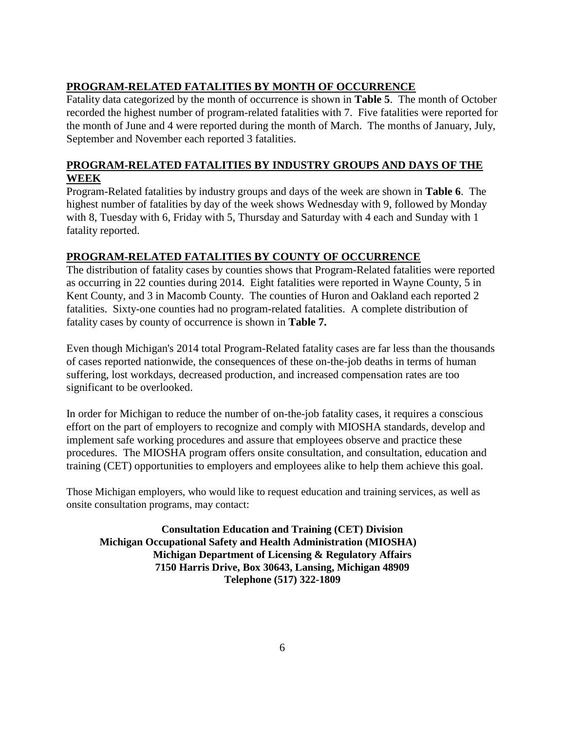## PROGRAM-RELATED FATALITIES BY MONTH OF OCCURRENCE

Fatality data categorized by the month of occurrence is shown in **Table 5**. The month of October recorded the highest number of program-related fatalities with 7. Five fatalities were reported for the month of June and 4 were reported during the month of March. The months of January, July, September and November each reported 3 fatalities.

## PROGRAM-RELATED FATALITIES BY INDUSTRY GROUPS AND DAYS OF THE WEEK

Program-Related fatalities by industry groups and days of the week are shown in **Table 6**. The highest number of fatalities by day of the week shows Wednesday with 9, followed by Monday with 8, Tuesday with 6, Friday with 5, Thursday and Saturday with 4 each and Sunday with 1 fatality reported.

## PROGRAM-RELATED FATALITIES BY COUNTY OF OCCURRENCE

The distribution of fatality cases by counties shows that Program-Related fatalities were reported as occurring in 22 counties during 2014. Eight fatalities were reported in Wayne County, 5 in Kent County, and 3 in Macomb County. The counties of Huron and Oakland each reported 2 fatalities. Sixty-one counties had no program-related fatalities. A complete distribution of fatality cases by county of occurrence is shown in **Table 7.**

Even though Michigan's 2014 total Program-Related fatality cases are far less than the thousands of cases reported nationwide, the consequences of these on-the-job deaths in terms of human suffering, lost workdays, decreased production, and increased compensation rates are too significant to be overlooked.

In order for Michigan to reduce the number of on-the-job fatality cases, it requires a conscious effort on the part of employers to recognize and comply with MIOSHA standards, develop and implement safe working procedures and assure that employees observe and practice these procedures. The MIOSHA program offers onsite consultation, and consultation, education and training (CET) opportunities to employers and employees alike to help them achieve this goal.

Those Michigan employers, who would like to request education and training services, as well as onsite consultation programs, may contact:

**Consultation Education and Training (CET) Division**
**Michigan Occupational Safety and Health Administration (MIOSHA)**
**Michigan Department of Licensing & Regulatory Affairs**
**7150 Harris Drive, Box 30643, Lansing, Michigan 48909**
**Telephone (517) 322-1809**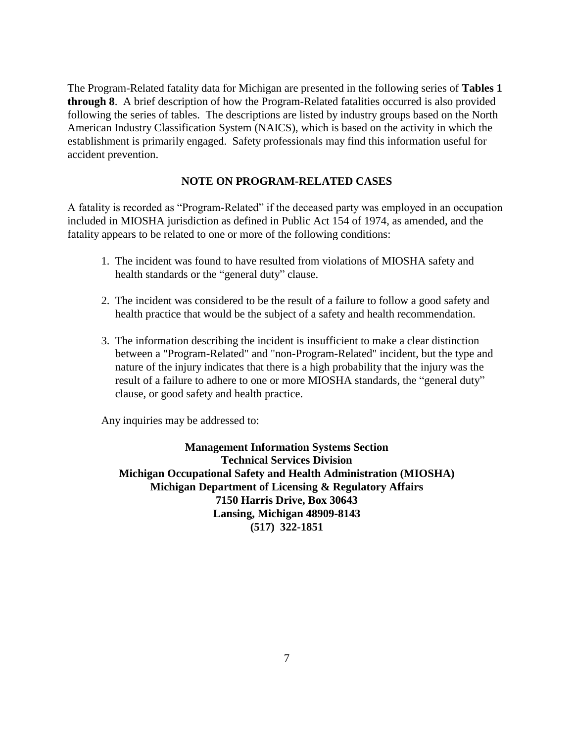The Program-Related fatality data for Michigan are presented in the following series of **Tables 1 through 8**. A brief description of how the Program-Related fatalities occurred is also provided following the series of tables. The descriptions are listed by industry groups based on the North American Industry Classification System (NAICS), which is based on the activity in which the establishment is primarily engaged. Safety professionals may find this information useful for accident prevention.

## NOTE ON PROGRAM-RELATED CASES

A fatality is recorded as "Program-Related" if the deceased party was employed in an occupation included in MIOSHA jurisdiction as defined in Public Act 154 of 1974, as amended, and the fatality appears to be related to one or more of the following conditions:

1. The incident was found to have resulted from violations of MIOSHA safety and health standards or the "general duty" clause.

2. The incident was considered to be the result of a failure to follow a good safety and health practice that would be the subject of a safety and health recommendation.

3. The information describing the incident is insufficient to make a clear distinction between a "Program-Related" and "non-Program-Related" incident, but the type and nature of the injury indicates that there is a high probability that the injury was the result of a failure to adhere to one or more MIOSHA standards, the "general duty" clause, or good safety and health practice.

Any inquiries may be addressed to:

**Management Information Systems Section**
**Technical Services Division**
**Michigan Occupational Safety and Health Administration (MIOSHA)**
**Michigan Department of Licensing & Regulatory Affairs**
**7150 Harris Drive, Box 30643**
**Lansing, Michigan 48909-8143**
**(517) 322-1851**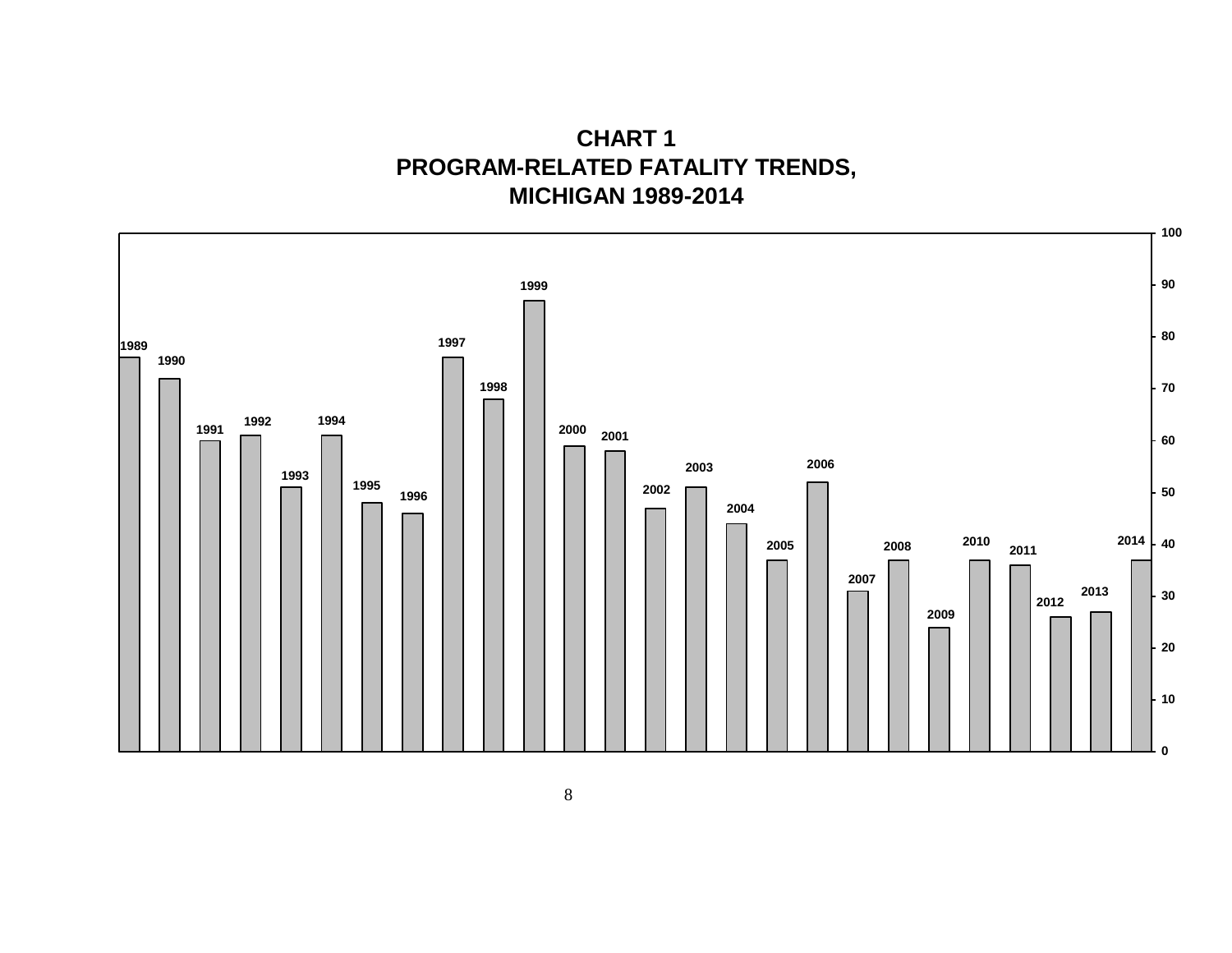# CHART 1
## PROGRAM-RELATED FATALITY TRENDS,
## MICHIGAN 1989-2014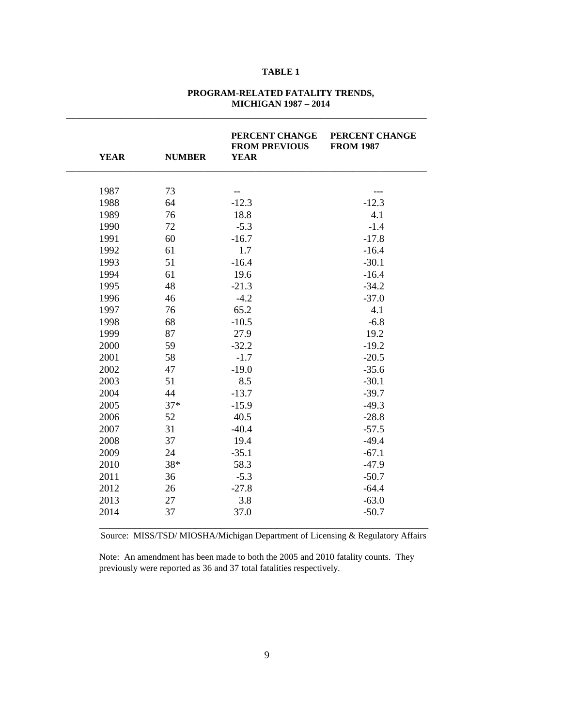**TABLE 1**

**PROGRAM-RELATED FATALITY TRENDS, MICHIGAN 1987 – 2014**

| YEAR | NUMBER | PERCENT CHANGE FROM PREVIOUS YEAR | PERCENT CHANGE FROM 1987 |
|---|---|---|---|
| 1987 | 73 | -- | --- |
| 1988 | 64 | -12.3 | -12.3 |
| 1989 | 76 | 18.8 | 4.1 |
| 1990 | 72 | -5.3 | -1.4 |
| 1991 | 60 | -16.7 | -17.8 |
| 1992 | 61 | 1.7 | -16.4 |
| 1993 | 51 | -16.4 | -30.1 |
| 1994 | 61 | 19.6 | -16.4 |
| 1995 | 48 | -21.3 | -34.2 |
| 1996 | 46 | -4.2 | -37.0 |
| 1997 | 76 | 65.2 | 4.1 |
| 1998 | 68 | -10.5 | -6.8 |
| 1999 | 87 | 27.9 | 19.2 |
| 2000 | 59 | -32.2 | -19.2 |
| 2001 | 58 | -1.7 | -20.5 |
| 2002 | 47 | -19.0 | -35.6 |
| 2003 | 51 | 8.5 | -30.1 |
| 2004 | 44 | -13.7 | -39.7 |
| 2005 | 37* | -15.9 | -49.3 |
| 2006 | 52 | 40.5 | -28.8 |
| 2007 | 31 | -40.4 | -57.5 |
| 2008 | 37 | 19.4 | -49.4 |
| 2009 | 24 | -35.1 | -67.1 |
| 2010 | 38* | 58.3 | -47.9 |
| 2011 | 36 | -5.3 | -50.7 |
| 2012 | 26 | -27.8 | -64.4 |
| 2013 | 27 | 3.8 | -63.0 |
| 2014 | 37 | 37.0 | -50.7 |

Source: MISS/TSD/ MIOSHA/Michigan Department of Licensing & Regulatory Affairs

Note: An amendment has been made to both the 2005 and 2010 fatality counts. They previously were reported as 36 and 37 total fatalities respectively.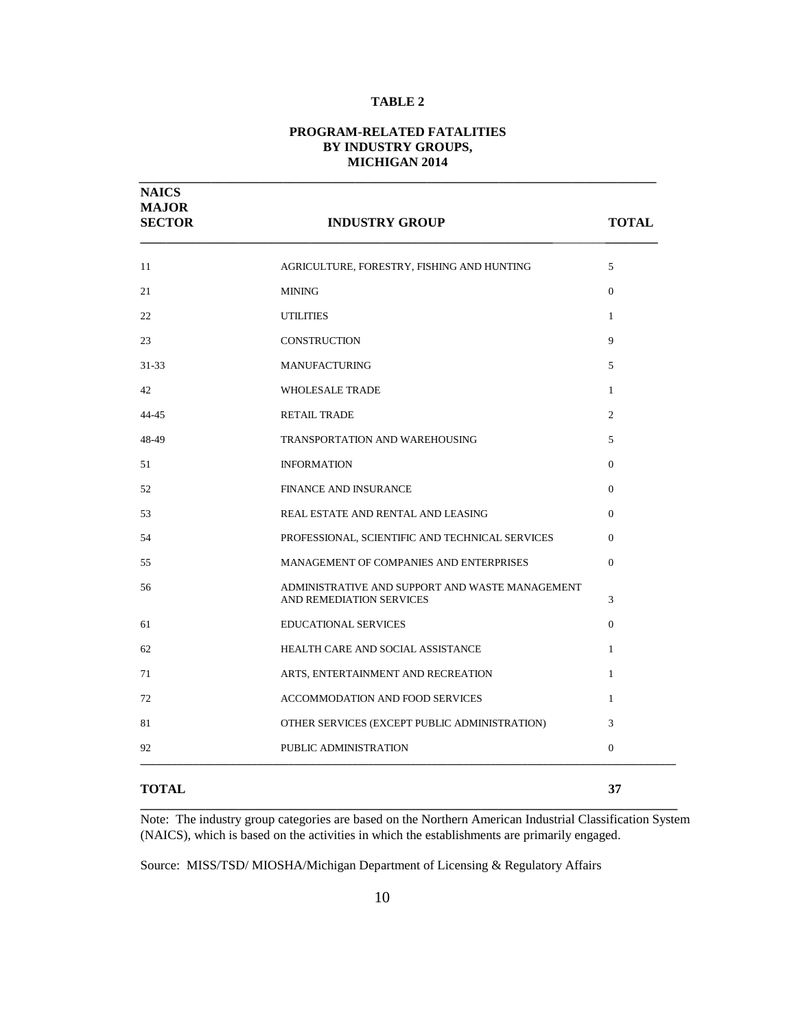# TABLE 2

## PROGRAM-RELATED FATALITIES BY INDUSTRY GROUPS, MICHIGAN 2014

| NAICS MAJOR SECTOR | INDUSTRY GROUP | TOTAL |
|---|---|---|
| 11 | AGRICULTURE, FORESTRY, FISHING AND HUNTING | 5 |
| 21 | MINING | 0 |
| 22 | UTILITIES | 1 |
| 23 | CONSTRUCTION | 9 |
| 31-33 | MANUFACTURING | 5 |
| 42 | WHOLESALE TRADE | 1 |
| 44-45 | RETAIL TRADE | 2 |
| 48-49 | TRANSPORTATION AND WAREHOUSING | 5 |
| 51 | INFORMATION | 0 |
| 52 | FINANCE AND INSURANCE | 0 |
| 53 | REAL ESTATE AND RENTAL AND LEASING | 0 |
| 54 | PROFESSIONAL, SCIENTIFIC AND TECHNICAL SERVICES | 0 |
| 55 | MANAGEMENT OF COMPANIES AND ENTERPRISES | 0 |
| 56 | ADMINISTRATIVE AND SUPPORT AND WASTE MANAGEMENT AND REMEDIATION SERVICES | 3 |
| 61 | EDUCATIONAL SERVICES | 0 |
| 62 | HEALTH CARE AND SOCIAL ASSISTANCE | 1 |
| 71 | ARTS, ENTERTAINMENT AND RECREATION | 1 |
| 72 | ACCOMMODATION AND FOOD SERVICES | 1 |
| 81 | OTHER SERVICES (EXCEPT PUBLIC ADMINISTRATION) | 3 |
| 92 | PUBLIC ADMINISTRATION | 0 |
| **TOTAL** | | **37** |

Note: The industry group categories are based on the Northern American Industrial Classification System (NAICS), which is based on the activities in which the establishments are primarily engaged.

Source: MISS/TSD/ MIOSHA/Michigan Department of Licensing & Regulatory Affairs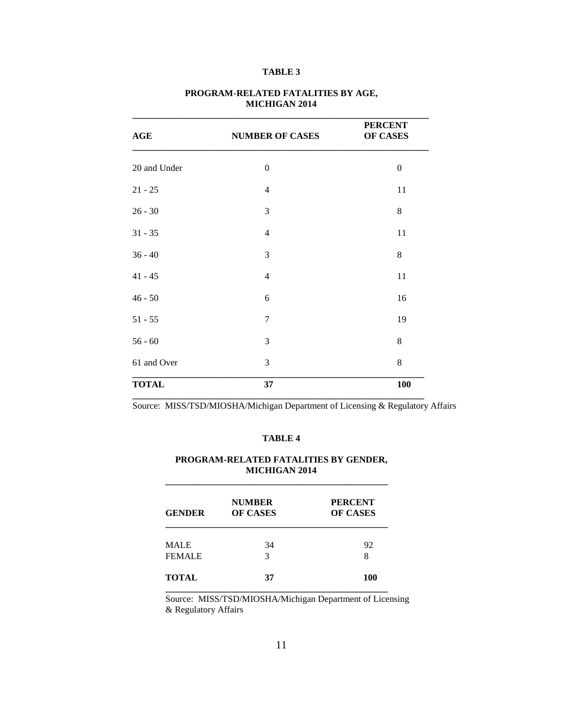**TABLE 3**

**PROGRAM-RELATED FATALITIES BY AGE, MICHIGAN 2014**

| AGE | NUMBER OF CASES | PERCENT OF CASES |
|---|---|---|
| 20 and Under | 0 | 0 |
| 21 - 25 | 4 | 11 |
| 26 - 30 | 3 | 8 |
| 31 - 35 | 4 | 11 |
| 36 - 40 | 3 | 8 |
| 41 - 45 | 4 | 11 |
| 46 - 50 | 6 | 16 |
| 51 - 55 | 7 | 19 |
| 56 - 60 | 3 | 8 |
| 61 and Over | 3 | 8 |
| **TOTAL** | **37** | **100** |

Source: MISS/TSD/MIOSHA/Michigan Department of Licensing & Regulatory Affairs

**TABLE 4**

**PROGRAM-RELATED FATALITIES BY GENDER, MICHIGAN 2014**

| GENDER | NUMBER OF CASES | PERCENT OF CASES |
|---|---|---|
| MALE | 34 | 92 |
| FEMALE | 3 | 8 |
| **TOTAL** | **37** | **100** |

Source: MISS/TSD/MIOSHA/Michigan Department of Licensing & Regulatory Affairs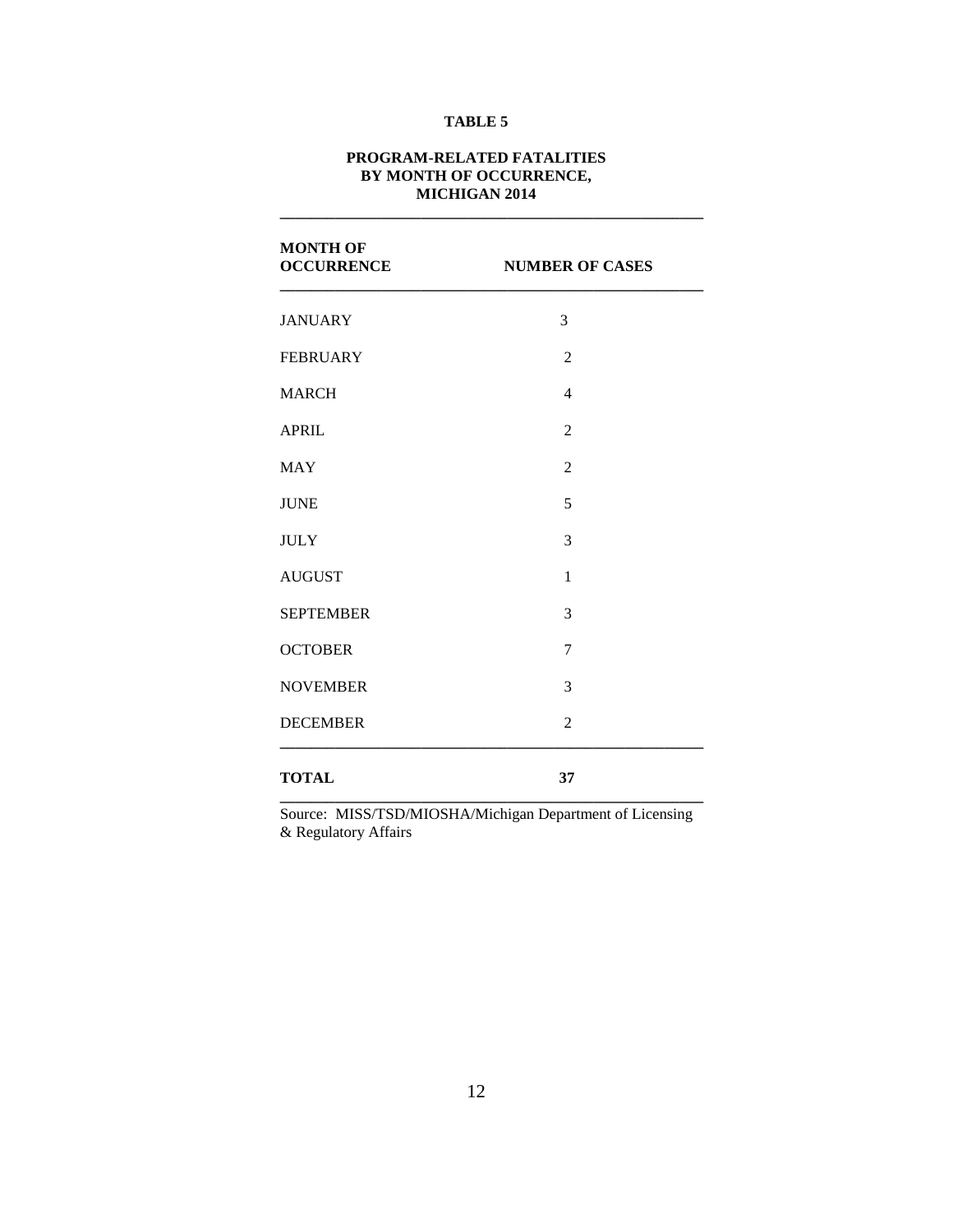**TABLE 5**

**PROGRAM-RELATED FATALITIES BY MONTH OF OCCURRENCE, MICHIGAN 2014**

| MONTH OF OCCURRENCE | NUMBER OF CASES |
|---|---|
| JANUARY | 3 |
| FEBRUARY | 2 |
| MARCH | 4 |
| APRIL | 2 |
| MAY | 2 |
| JUNE | 5 |
| JULY | 3 |
| AUGUST | 1 |
| SEPTEMBER | 3 |
| OCTOBER | 7 |
| NOVEMBER | 3 |
| DECEMBER | 2 |
| **TOTAL** | **37** |

Source: MISS/TSD/MIOSHA/Michigan Department of Licensing & Regulatory Affairs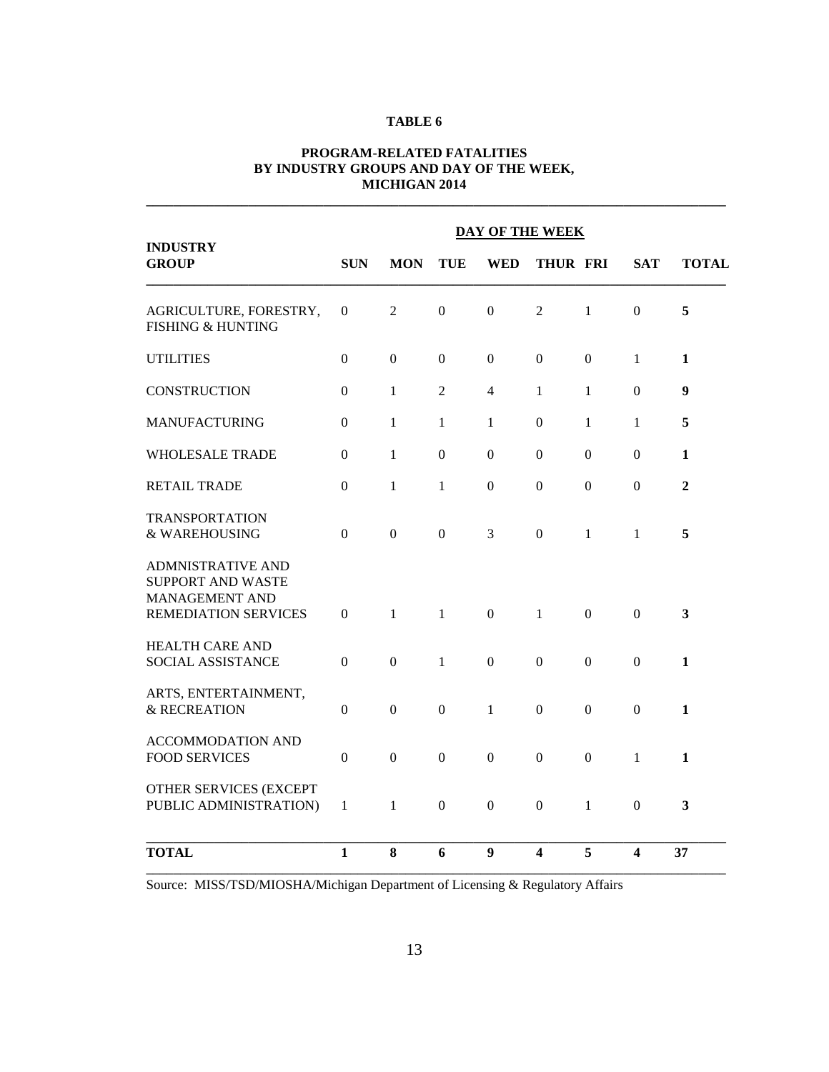**TABLE 6**

**PROGRAM-RELATED FATALITIES BY INDUSTRY GROUPS AND DAY OF THE WEEK, MICHIGAN 2014**

| INDUSTRY GROUP | DAY OF THE WEEK | | | | | | | |
|---|---|---|---|---|---|---|---|---|
| | SUN | MON | TUE | WED | THUR | FRI | SAT | TOTAL |
| AGRICULTURE, FORESTRY, FISHING & HUNTING | 0 | 2 | 0 | 0 | 2 | 1 | 0 | **5** |
| UTILITIES | 0 | 0 | 0 | 0 | 0 | 0 | 1 | **1** |
| CONSTRUCTION | 0 | 1 | 2 | 4 | 1 | 1 | 0 | **9** |
| MANUFACTURING | 0 | 1 | 1 | 1 | 0 | 1 | 1 | **5** |
| WHOLESALE TRADE | 0 | 1 | 0 | 0 | 0 | 0 | 0 | **1** |
| RETAIL TRADE | 0 | 1 | 1 | 0 | 0 | 0 | 0 | **2** |
| TRANSPORTATION & WAREHOUSING | 0 | 0 | 0 | 3 | 0 | 1 | 1 | **5** |
| ADMNISTRATIVE AND SUPPORT AND WASTE MANAGEMENT AND REMEDIATION SERVICES | 0 | 1 | 1 | 0 | 1 | 0 | 0 | **3** |
| HEALTH CARE AND SOCIAL ASSISTANCE | 0 | 0 | 1 | 0 | 0 | 0 | 0 | **1** |
| ARTS, ENTERTAINMENT, & RECREATION | 0 | 0 | 0 | 1 | 0 | 0 | 0 | **1** |
| ACCOMMODATION AND FOOD SERVICES | 0 | 0 | 0 | 0 | 0 | 0 | 1 | **1** |
| OTHER SERVICES (EXCEPT PUBLIC ADMINISTRATION) | 1 | 1 | 0 | 0 | 0 | 1 | 0 | **3** |
| **TOTAL** | **1** | **8** | **6** | **9** | **4** | **5** | **4** | **37** |

Source: MISS/TSD/MIOSHA/Michigan Department of Licensing & Regulatory Affairs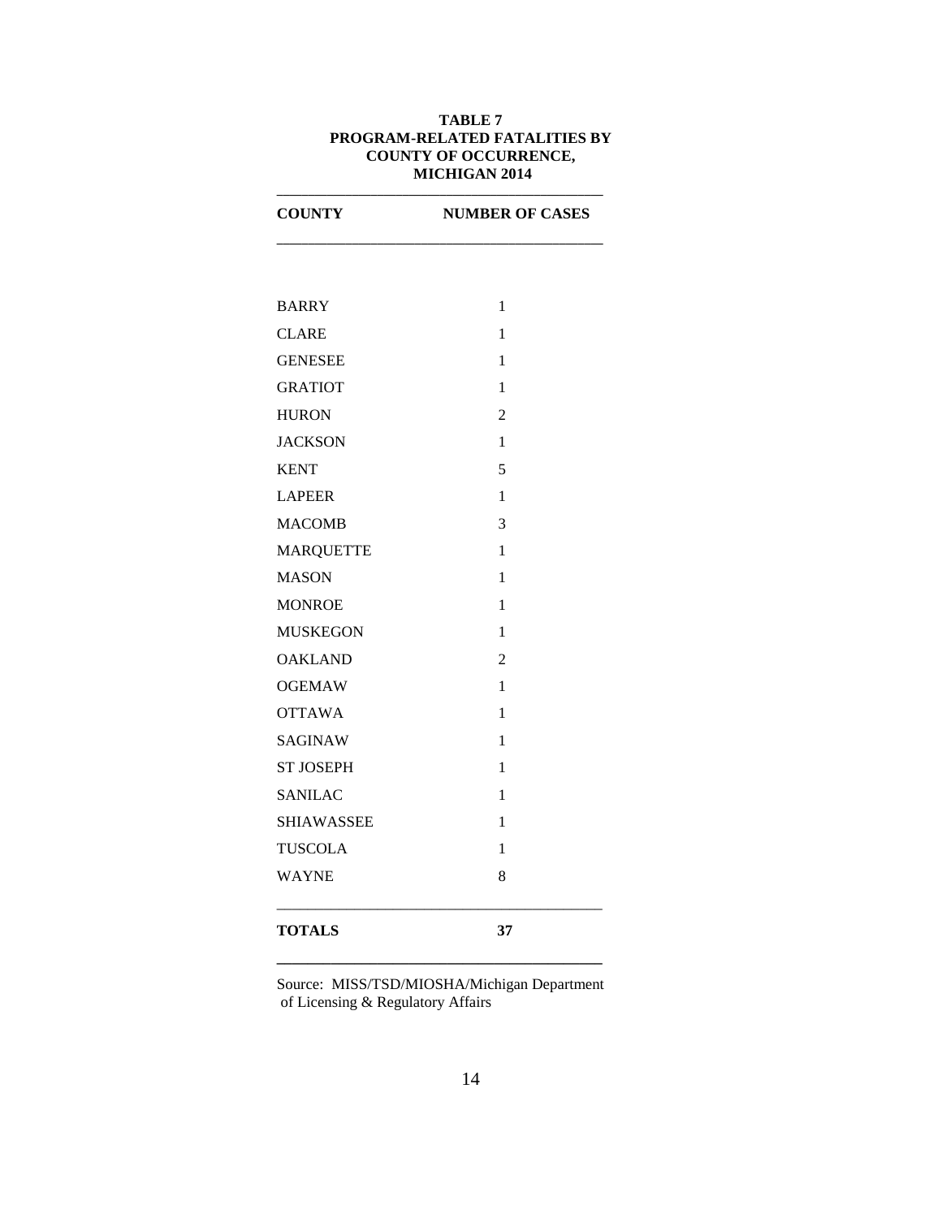**TABLE 7**
**PROGRAM-RELATED FATALITIES BY COUNTY OF OCCURRENCE, MICHIGAN 2014**

| COUNTY | NUMBER OF CASES |
|---|---|
| BARRY | 1 |
| CLARE | 1 |
| GENESEE | 1 |
| GRATIOT | 1 |
| HURON | 2 |
| JACKSON | 1 |
| KENT | 5 |
| LAPEER | 1 |
| MACOMB | 3 |
| MARQUETTE | 1 |
| MASON | 1 |
| MONROE | 1 |
| MUSKEGON | 1 |
| OAKLAND | 2 |
| OGEMAW | 1 |
| OTTAWA | 1 |
| SAGINAW | 1 |
| ST JOSEPH | 1 |
| SANILAC | 1 |
| SHIAWASSEE | 1 |
| TUSCOLA | 1 |
| WAYNE | 8 |
| **TOTALS** | **37** |

Source: MISS/TSD/MIOSHA/Michigan Department of Licensing & Regulatory Affairs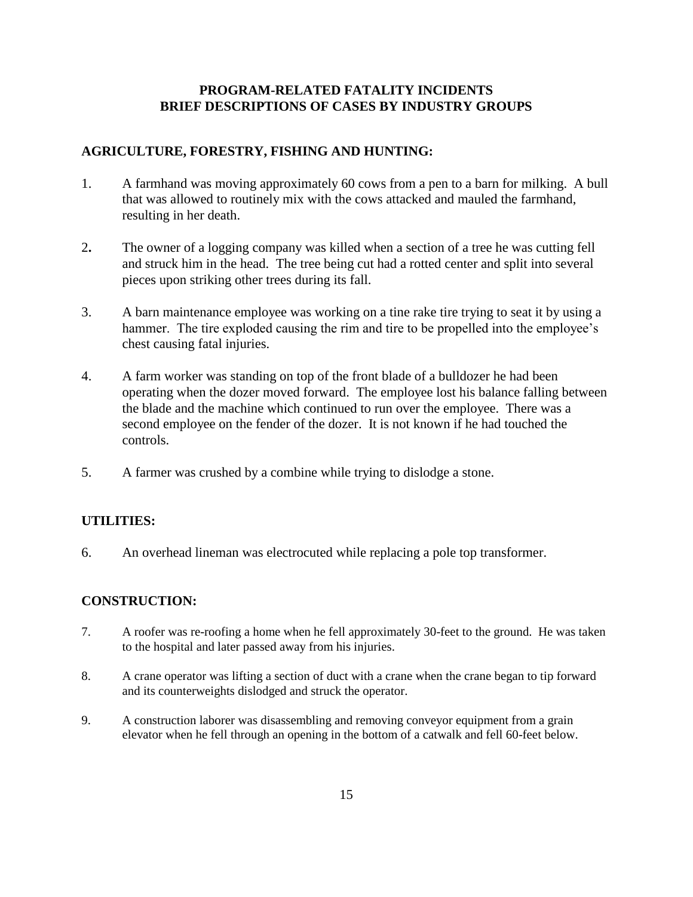# PROGRAM-RELATED FATALITY INCIDENTS
# BRIEF DESCRIPTIONS OF CASES BY INDUSTRY GROUPS

## AGRICULTURE, FORESTRY, FISHING AND HUNTING:

1. A farmhand was moving approximately 60 cows from a pen to a barn for milking. A bull that was allowed to routinely mix with the cows attacked and mauled the farmhand, resulting in her death.

2. The owner of a logging company was killed when a section of a tree he was cutting fell and struck him in the head. The tree being cut had a rotted center and split into several pieces upon striking other trees during its fall.

3. A barn maintenance employee was working on a tine rake tire trying to seat it by using a hammer. The tire exploded causing the rim and tire to be propelled into the employee's chest causing fatal injuries.

4. A farm worker was standing on top of the front blade of a bulldozer he had been operating when the dozer moved forward. The employee lost his balance falling between the blade and the machine which continued to run over the employee. There was a second employee on the fender of the dozer. It is not known if he had touched the controls.

5. A farmer was crushed by a combine while trying to dislodge a stone.

## UTILITIES:

6. An overhead lineman was electrocuted while replacing a pole top transformer.

## CONSTRUCTION:

7. A roofer was re-roofing a home when he fell approximately 30-feet to the ground. He was taken to the hospital and later passed away from his injuries.

8. A crane operator was lifting a section of duct with a crane when the crane began to tip forward and its counterweights dislodged and struck the operator.

9. A construction laborer was disassembling and removing conveyor equipment from a grain elevator when he fell through an opening in the bottom of a catwalk and fell 60-feet below.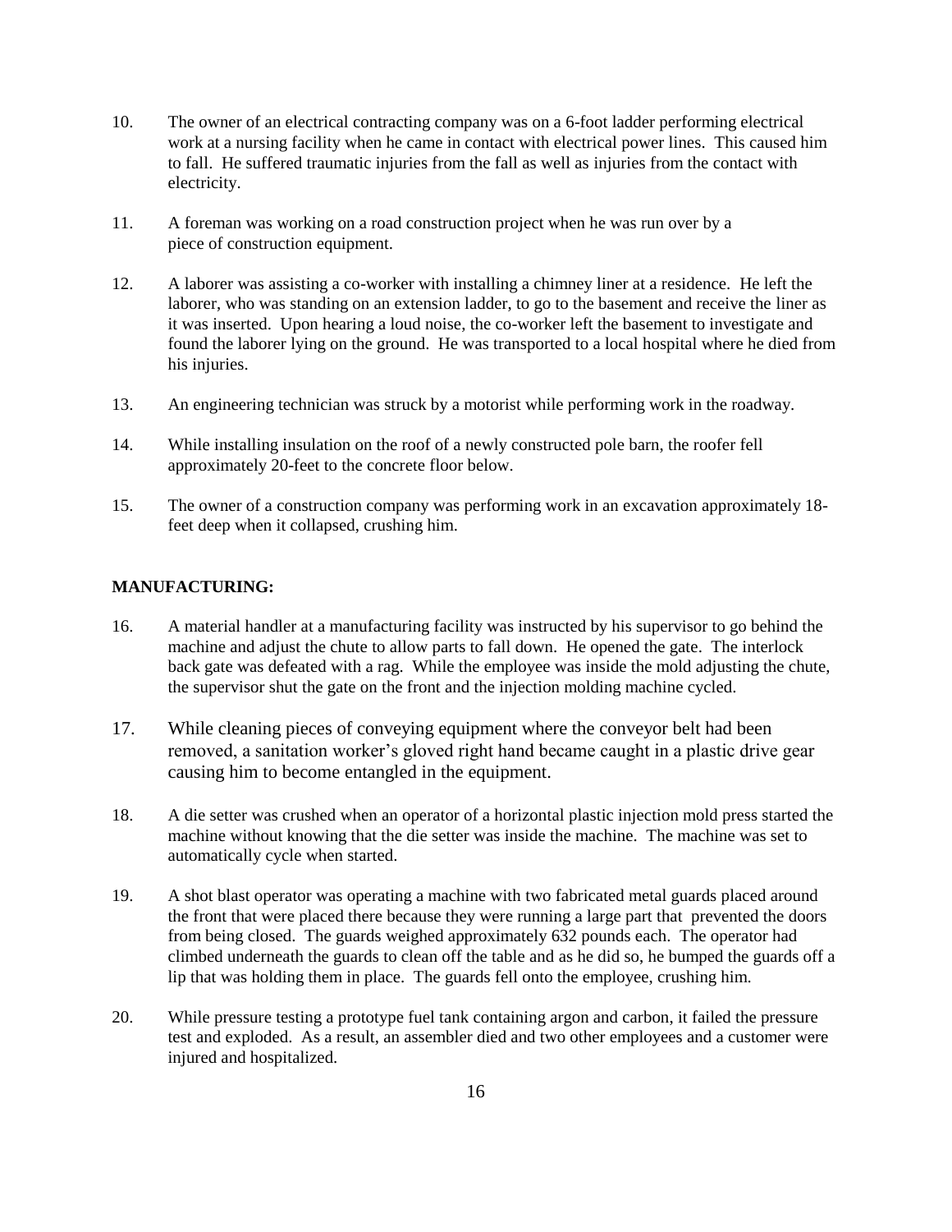10. The owner of an electrical contracting company was on a 6-foot ladder performing electrical work at a nursing facility when he came in contact with electrical power lines. This caused him to fall. He suffered traumatic injuries from the fall as well as injuries from the contact with electricity.

11. A foreman was working on a road construction project when he was run over by a piece of construction equipment.

12. A laborer was assisting a co-worker with installing a chimney liner at a residence. He left the laborer, who was standing on an extension ladder, to go to the basement and receive the liner as it was inserted. Upon hearing a loud noise, the co-worker left the basement to investigate and found the laborer lying on the ground. He was transported to a local hospital where he died from his injuries.

13. An engineering technician was struck by a motorist while performing work in the roadway.

14. While installing insulation on the roof of a newly constructed pole barn, the roofer fell approximately 20-feet to the concrete floor below.

15. The owner of a construction company was performing work in an excavation approximately 18-feet deep when it collapsed, crushing him.

**MANUFACTURING:**

16. A material handler at a manufacturing facility was instructed by his supervisor to go behind the machine and adjust the chute to allow parts to fall down. He opened the gate. The interlock back gate was defeated with a rag. While the employee was inside the mold adjusting the chute, the supervisor shut the gate on the front and the injection molding machine cycled.

17. While cleaning pieces of conveying equipment where the conveyor belt had been removed, a sanitation worker's gloved right hand became caught in a plastic drive gear causing him to become entangled in the equipment.

18. A die setter was crushed when an operator of a horizontal plastic injection mold press started the machine without knowing that the die setter was inside the machine. The machine was set to automatically cycle when started.

19. A shot blast operator was operating a machine with two fabricated metal guards placed around the front that were placed there because they were running a large part that prevented the doors from being closed. The guards weighed approximately 632 pounds each. The operator had climbed underneath the guards to clean off the table and as he did so, he bumped the guards off a lip that was holding them in place. The guards fell onto the employee, crushing him.

20. While pressure testing a prototype fuel tank containing argon and carbon, it failed the pressure test and exploded. As a result, an assembler died and two other employees and a customer were injured and hospitalized.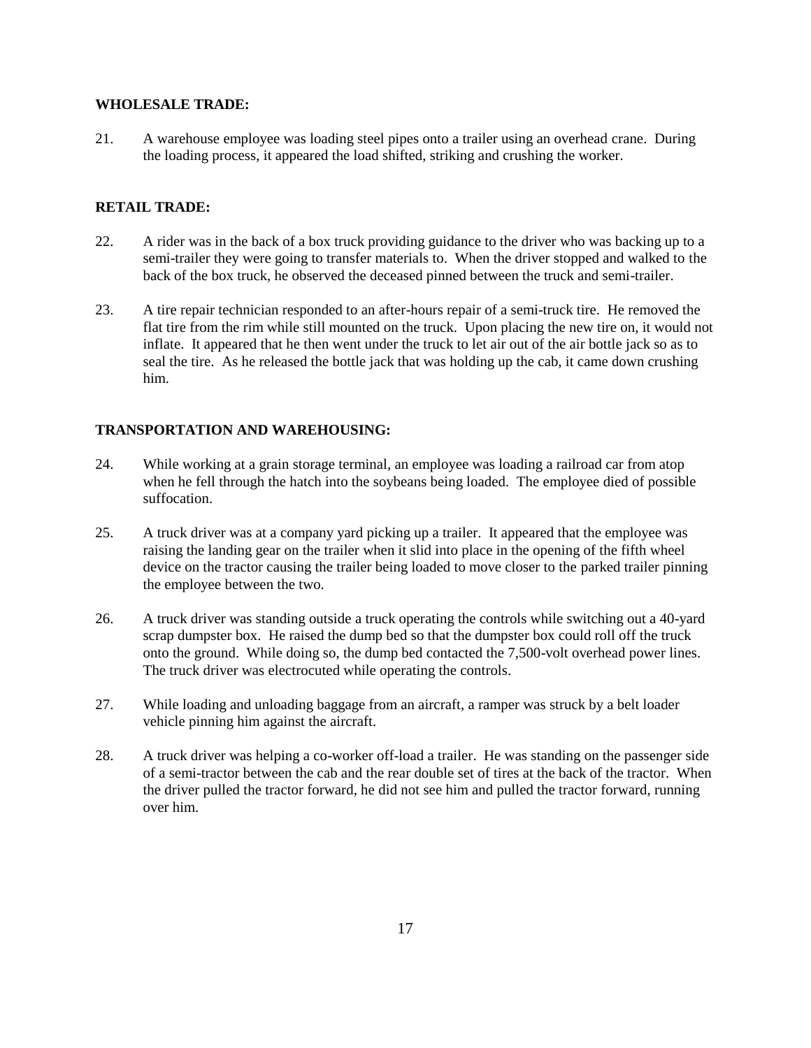**WHOLESALE TRADE:**

21. A warehouse employee was loading steel pipes onto a trailer using an overhead crane. During the loading process, it appeared the load shifted, striking and crushing the worker.

**RETAIL TRADE:**

22. A rider was in the back of a box truck providing guidance to the driver who was backing up to a semi-trailer they were going to transfer materials to. When the driver stopped and walked to the back of the box truck, he observed the deceased pinned between the truck and semi-trailer.

23. A tire repair technician responded to an after-hours repair of a semi-truck tire. He removed the flat tire from the rim while still mounted on the truck. Upon placing the new tire on, it would not inflate. It appeared that he then went under the truck to let air out of the air bottle jack so as to seal the tire. As he released the bottle jack that was holding up the cab, it came down crushing him.

**TRANSPORTATION AND WAREHOUSING:**

24. While working at a grain storage terminal, an employee was loading a railroad car from atop when he fell through the hatch into the soybeans being loaded. The employee died of possible suffocation.

25. A truck driver was at a company yard picking up a trailer. It appeared that the employee was raising the landing gear on the trailer when it slid into place in the opening of the fifth wheel device on the tractor causing the trailer being loaded to move closer to the parked trailer pinning the employee between the two.

26. A truck driver was standing outside a truck operating the controls while switching out a 40-yard scrap dumpster box. He raised the dump bed so that the dumpster box could roll off the truck onto the ground. While doing so, the dump bed contacted the 7,500-volt overhead power lines. The truck driver was electrocuted while operating the controls.

27. While loading and unloading baggage from an aircraft, a ramper was struck by a belt loader vehicle pinning him against the aircraft.

28. A truck driver was helping a co-worker off-load a trailer. He was standing on the passenger side of a semi-tractor between the cab and the rear double set of tires at the back of the tractor. When the driver pulled the tractor forward, he did not see him and pulled the tractor forward, running over him.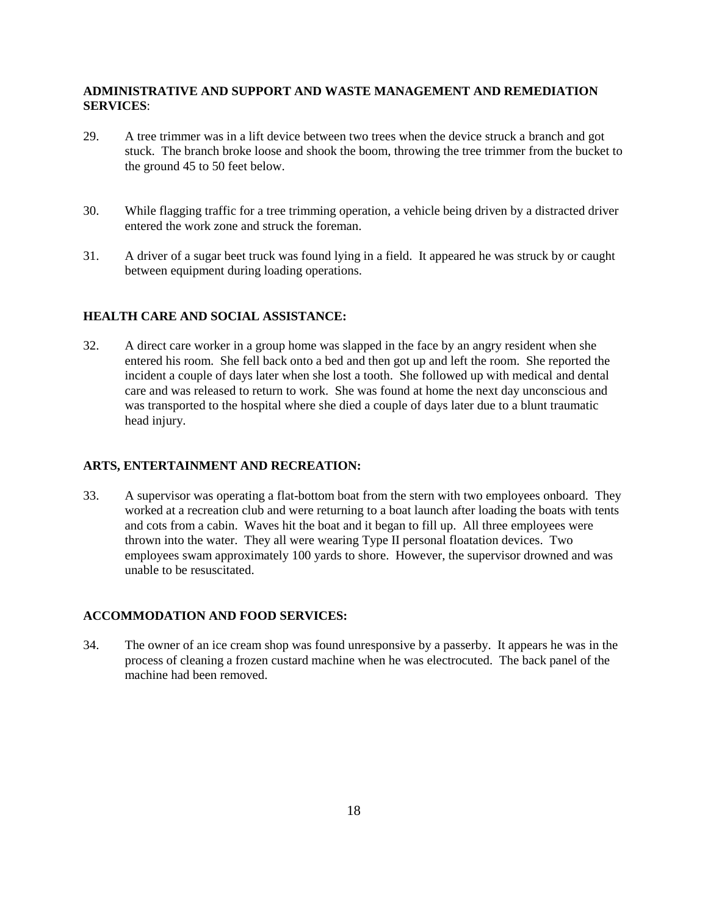**ADMINISTRATIVE AND SUPPORT AND WASTE MANAGEMENT AND REMEDIATION SERVICES**:

29. A tree trimmer was in a lift device between two trees when the device struck a branch and got stuck. The branch broke loose and shook the boom, throwing the tree trimmer from the bucket to the ground 45 to 50 feet below.

30. While flagging traffic for a tree trimming operation, a vehicle being driven by a distracted driver entered the work zone and struck the foreman.

31. A driver of a sugar beet truck was found lying in a field. It appeared he was struck by or caught between equipment during loading operations.

**HEALTH CARE AND SOCIAL ASSISTANCE:**

32. A direct care worker in a group home was slapped in the face by an angry resident when she entered his room. She fell back onto a bed and then got up and left the room. She reported the incident a couple of days later when she lost a tooth. She followed up with medical and dental care and was released to return to work. She was found at home the next day unconscious and was transported to the hospital where she died a couple of days later due to a blunt traumatic head injury.

**ARTS, ENTERTAINMENT AND RECREATION:**

33. A supervisor was operating a flat-bottom boat from the stern with two employees onboard. They worked at a recreation club and were returning to a boat launch after loading the boats with tents and cots from a cabin. Waves hit the boat and it began to fill up. All three employees were thrown into the water. They all were wearing Type II personal floatation devices. Two employees swam approximately 100 yards to shore. However, the supervisor drowned and was unable to be resuscitated.

**ACCOMMODATION AND FOOD SERVICES:**

34. The owner of an ice cream shop was found unresponsive by a passerby. It appears he was in the process of cleaning a frozen custard machine when he was electrocuted. The back panel of the machine had been removed.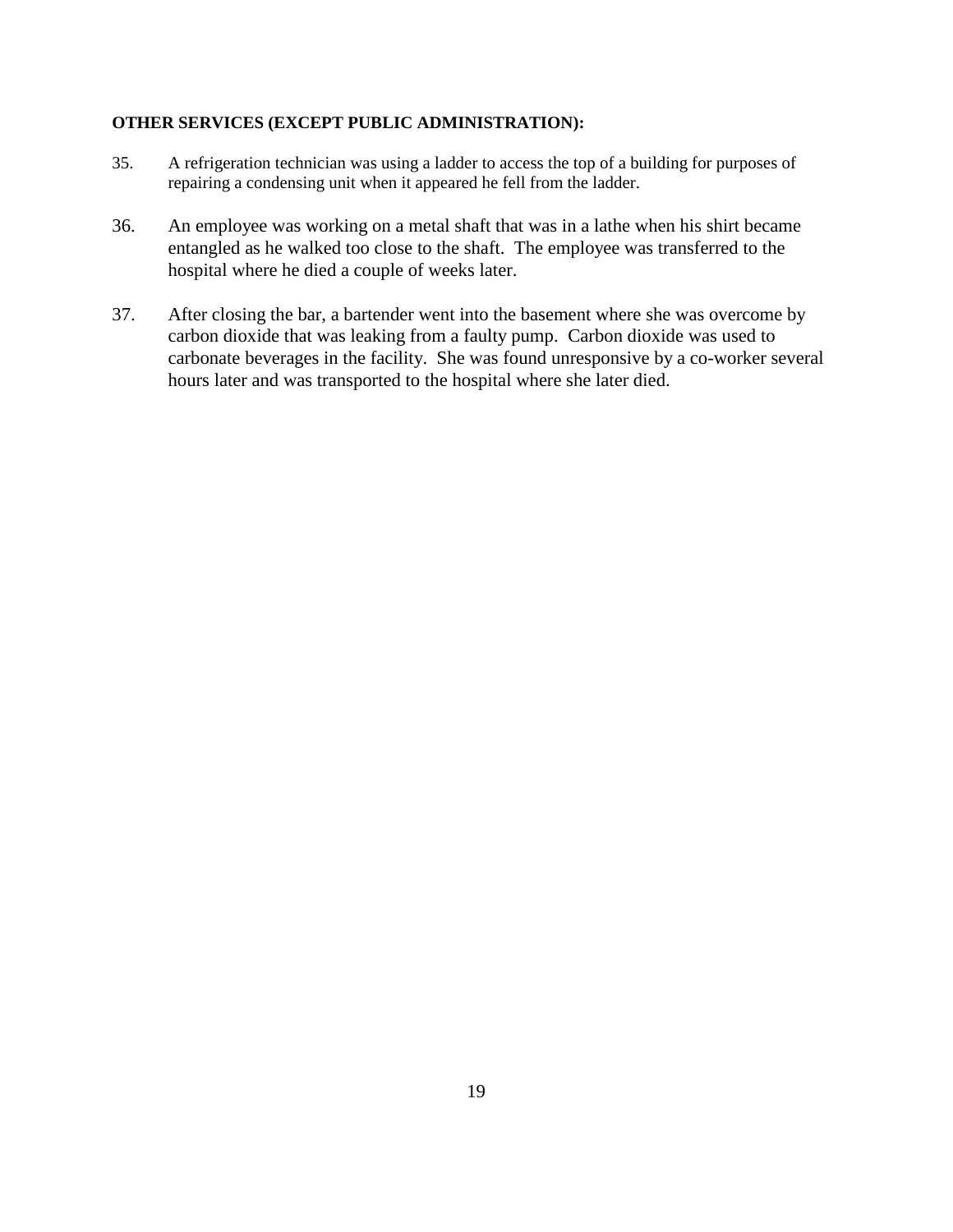**OTHER SERVICES (EXCEPT PUBLIC ADMINISTRATION):**

35. A refrigeration technician was using a ladder to access the top of a building for purposes of repairing a condensing unit when it appeared he fell from the ladder.

36. An employee was working on a metal shaft that was in a lathe when his shirt became entangled as he walked too close to the shaft. The employee was transferred to the hospital where he died a couple of weeks later.

37. After closing the bar, a bartender went into the basement where she was overcome by carbon dioxide that was leaking from a faulty pump. Carbon dioxide was used to carbonate beverages in the facility. She was found unresponsive by a co-worker several hours later and was transported to the hospital where she later died.